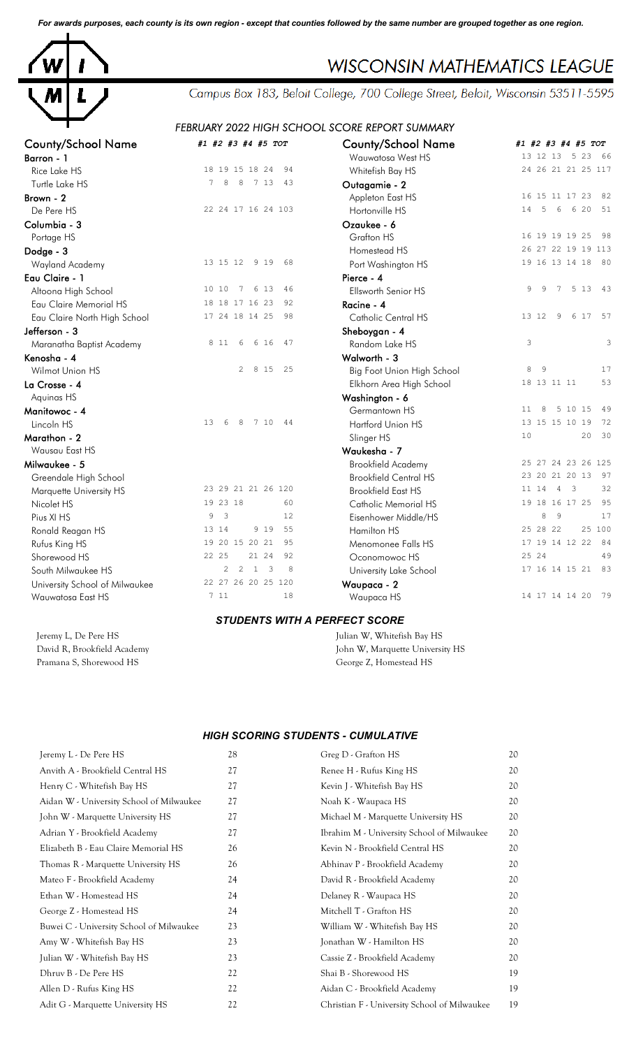*For awards purposes, each county is its own region - except that counties followed by the same number are grouped together as one region.*

# WISCONSIN MATHEMATICS LEAGUE

Campus Box 183, Beloit College, 700 College Street, Beloit, Wisconsin 53511-5595

*FEBRUARY 2022 HIGH SCHOOL SCORE REPORT SUMMARY*

| County/School Name | #1 | #2 | #3 | #4 | #5 | TOT |
|---|---|---|---|---|---|---|
| **Barron - 1** | | | | | | |
| Rice Lake HS | 18 | 19 | 15 | 18 | 24 | 94 |
| Turtle Lake HS | 7 | 8 | 8 | 7 | 13 | 43 |
| **Brown - 2** | | | | | | |
| De Pere HS | 22 | 24 | 17 | 16 | 24 | 103 |
| **Columbia - 3** | | | | | | |
| Portage HS | | | | | | |
| **Dodge - 3** | | | | | | |
| Wayland Academy | 13 | 15 | 12 | 9 | 19 | 68 |
| **Eau Claire - 1** | | | | | | |
| Altoona High School | 10 | 10 | 7 | 6 | 13 | 46 |
| Eau Claire Memorial HS | 18 | 18 | 17 | 16 | 23 | 92 |
| Eau Claire North High School | 17 | 24 | 18 | 14 | 25 | 98 |
| **Jefferson - 3** | | | | | | |
| Maranatha Baptist Academy | 8 | 11 | 6 | 6 | 16 | 47 |
| **Kenosha - 4** | | | | | | |
| Wilmot Union HS | | 2 | | 8 | 15 | 25 |
| **La Crosse - 4** | | | | | | |
| Aquinas HS | | | | | | |
| **Manitowoc - 4** | | | | | | |
| Lincoln HS | 13 | 6 | 8 | 7 | 10 | 44 |
| **Marathon - 2** | | | | | | |
| Wausau East HS | | | | | | |
| **Milwaukee - 5** | | | | | | |
| Greendale High School | | | | | | |
| Marquette University HS | 23 | 29 | 21 | 21 | 26 | 120 |
| Nicolet HS | 19 | 23 | 18 | | | 60 |
| Pius XI HS | 9 | 3 | | | | 12 |
| Ronald Reagan HS | 13 | 14 | | 9 | 19 | 55 |
| Rufus King HS | 19 | 20 | 15 | 20 | 21 | 95 |
| Shorewood HS | 22 | 25 | | 21 | 24 | 92 |
| South Milwaukee HS | | 2 | 2 | 1 | 3 | 8 |
| University School of Milwaukee | 22 | 27 | 26 | 20 | 25 | 120 |
| Wauwatosa East HS | 7 | 11 | | | | 18 |
| Wauwatosa West HS | 13 | 12 | 13 | 5 | 23 | 66 |
| Whitefish Bay HS | 24 | 26 | 21 | 21 | 25 | 117 |
| **Outagamie - 2** | | | | | | |
| Appleton East HS | 16 | 15 | 11 | 17 | 23 | 82 |
| Hortonville HS | 14 | 5 | 6 | 6 | 20 | 51 |
| **Ozaukee - 6** | | | | | | |
| Grafton HS | 16 | 19 | 19 | 19 | 25 | 98 |
| Homestead HS | 26 | 27 | 22 | 19 | 19 | 113 |
| Port Washington HS | 19 | 16 | 13 | 14 | 18 | 80 |
| **Pierce - 4** | | | | | | |
| Ellsworth Senior HS | 9 | 9 | 7 | 5 | 13 | 43 |
| **Racine - 4** | | | | | | |
| Catholic Central HS | 13 | 12 | 9 | 6 | 17 | 57 |
| **Sheboygan - 4** | | | | | | |
| Random Lake HS | 3 | | | | | 3 |
| **Walworth - 3** | | | | | | |
| Big Foot Union High School | 8 | 9 | | | | 17 |
| Elkhorn Area High School | 18 | 13 | 11 | 11 | | 53 |
| **Washington - 6** | | | | | | |
| Germantown HS | 11 | 8 | 5 | 10 | 15 | 49 |
| Hartford Union HS | 13 | 15 | 15 | 10 | 19 | 72 |
| Slinger HS | 10 | | | | 20 | 30 |
| **Waukesha - 7** | | | | | | |
| Brookfield Academy | 25 | 27 | 24 | 23 | 26 | 125 |
| Brookfield Central HS | 23 | 20 | 21 | 20 | 13 | 97 |
| Brookfield East HS | 11 | 14 | 4 | 3 | | 32 |
| Catholic Memorial HS | 19 | 18 | 16 | 17 | 25 | 95 |
| Eisenhower Middle/HS | | 8 | 9 | | | 17 |
| Hamilton HS | 25 | 28 | 22 | | 25 | 100 |
| Menomonee Falls HS | 17 | 19 | 14 | 12 | 22 | 84 |
| Oconomowoc HS | 25 | 24 | | | | 49 |
| University Lake School | 17 | 16 | 14 | 15 | 21 | 83 |
| **Waupaca - 2** | | | | | | |
| Waupaca HS | 14 | 17 | 14 | 14 | 20 | 79 |

## *STUDENTS WITH A PERFECT SCORE*

Jeremy L, De Pere HS
David R, Brookfield Academy
Pramana S, Shorewood HS
Julian W, Whitefish Bay HS
John W, Marquette University HS
George Z, Homestead HS

## *HIGH SCORING STUDENTS - CUMULATIVE*

| Student | Score |
|---|---|
| Jeremy L - De Pere HS | 28 |
| Anvith A - Brookfield Central HS | 27 |
| Henry C - Whitefish Bay HS | 27 |
| Aidan W - University School of Milwaukee | 27 |
| John W - Marquette University HS | 27 |
| Adrian Y - Brookfield Academy | 27 |
| Elizabeth B - Eau Claire Memorial HS | 26 |
| Thomas R - Marquette University HS | 26 |
| Mateo F - Brookfield Academy | 24 |
| Ethan W - Homestead HS | 24 |
| George Z - Homestead HS | 24 |
| Buwei C - University School of Milwaukee | 23 |
| Amy W - Whitefish Bay HS | 23 |
| Julian W - Whitefish Bay HS | 23 |
| Dhruv B - De Pere HS | 22 |
| Allen D - Rufus King HS | 22 |
| Adit G - Marquette University HS | 22 |
| Greg D - Grafton HS | 20 |
| Renee H - Rufus King HS | 20 |
| Kevin J - Whitefish Bay HS | 20 |
| Noah K - Waupaca HS | 20 |
| Michael M - Marquette University HS | 20 |
| Ibrahim M - University School of Milwaukee | 20 |
| Kevin N - Brookfield Central HS | 20 |
| Abhinav P - Brookfield Academy | 20 |
| David R - Brookfield Academy | 20 |
| Delaney R - Waupaca HS | 20 |
| Mitchell T - Grafton HS | 20 |
| William W - Whitefish Bay HS | 20 |
| Jonathan W - Hamilton HS | 20 |
| Cassie Z - Brookfield Academy | 20 |
| Shai B - Shorewood HS | 19 |
| Aidan C - Brookfield Academy | 19 |
| Christian F - University School of Milwaukee | 19 |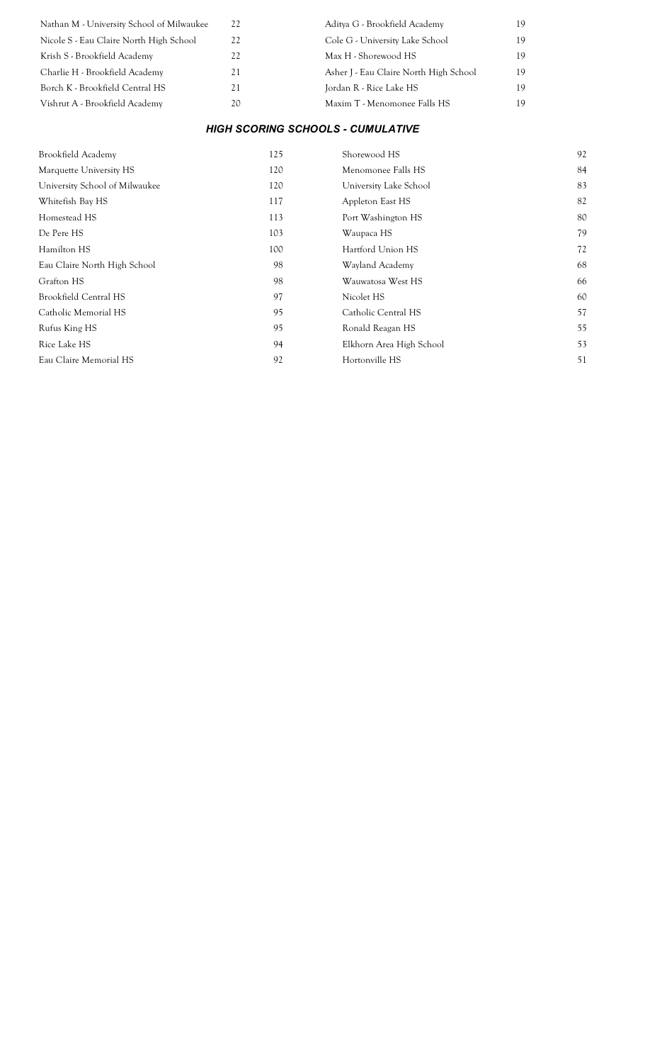| | | | |
|---|---|---|---|
| Nathan M - University School of Milwaukee | 22 | Aditya G - Brookfield Academy | 19 |
| Nicole S - Eau Claire North High School | 22 | Cole G - University Lake School | 19 |
| Krish S - Brookfield Academy | 22 | Max H - Shorewood HS | 19 |
| Charlie H - Brookfield Academy | 21 | Asher J - Eau Claire North High School | 19 |
| Borch K - Brookfield Central HS | 21 | Jordan R - Rice Lake HS | 19 |
| Vishrut A - Brookfield Academy | 20 | Maxim T - Menomonee Falls HS | 19 |

### *HIGH SCORING SCHOOLS - CUMULATIVE*

| | | | |
|---|---|---|---|
| Brookfield Academy | 125 | Shorewood HS | 92 |
| Marquette University HS | 120 | Menomonee Falls HS | 84 |
| University School of Milwaukee | 120 | University Lake School | 83 |
| Whitefish Bay HS | 117 | Appleton East HS | 82 |
| Homestead HS | 113 | Port Washington HS | 80 |
| De Pere HS | 103 | Waupaca HS | 79 |
| Hamilton HS | 100 | Hartford Union HS | 72 |
| Eau Claire North High School | 98 | Wayland Academy | 68 |
| Grafton HS | 98 | Wauwatosa West HS | 66 |
| Brookfield Central HS | 97 | Nicolet HS | 60 |
| Catholic Memorial HS | 95 | Catholic Central HS | 57 |
| Rufus King HS | 95 | Ronald Reagan HS | 55 |
| Rice Lake HS | 94 | Elkhorn Area High School | 53 |
| Eau Claire Memorial HS | 92 | Hortonville HS | 51 |